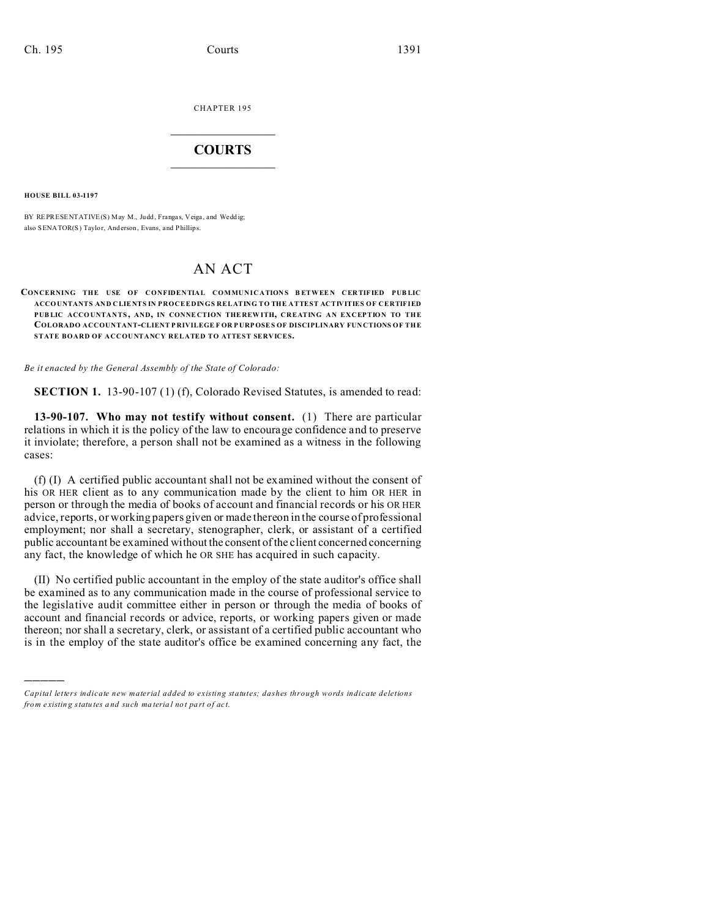CHAPTER 195

# COURTS

**HOUSE BILL 03-1197**

BY REPRESENTATIVE(S) May M., Judd, Frangas, Veiga, and Weddig;
also SENATOR(S) Taylor, Anderson, Evans, and Phillips.

# AN ACT

**CONCERNING THE USE OF CONFIDENTIAL COMMUNICATIONS BETWEEN CERTIFIED PUBLIC ACCOUNTANTS AND CLIENTS IN PROCEEDINGS RELATING TO THE ATTEST ACTIVITIES OF CERTIFIED PUBLIC ACCOUNTANTS, AND, IN CONNECTION THEREWITH, CREATING AN EXCEPTION TO THE COLORADO ACCOUNTANT-CLIENT PRIVILEGE FOR PURPOSES OF DISCIPLINARY FUNCTIONS OF THE STATE BOARD OF ACCOUNTANCY RELATED TO ATTEST SERVICES.**

*Be it enacted by the General Assembly of the State of Colorado:*

**SECTION 1.** 13-90-107 (1) (f), Colorado Revised Statutes, is amended to read:

**13-90-107. Who may not testify without consent.** (1) There are particular relations in which it is the policy of the law to encourage confidence and to preserve it inviolate; therefore, a person shall not be examined as a witness in the following cases:

(f) (I) A certified public accountant shall not be examined without the consent of his OR HER client as to any communication made by the client to him OR HER in person or through the media of books of account and financial records or his OR HER advice, reports, or working papers given or made thereon in the course of professional employment; nor shall a secretary, stenographer, clerk, or assistant of a certified public accountant be examined without the consent of the client concerned concerning any fact, the knowledge of which he OR SHE has acquired in such capacity.

(II) No certified public accountant in the employ of the state auditor's office shall be examined as to any communication made in the course of professional service to the legislative audit committee either in person or through the media of books of account and financial records or advice, reports, or working papers given or made thereon; nor shall a secretary, clerk, or assistant of a certified public accountant who is in the employ of the state auditor's office be examined concerning any fact, the

*Capital letters indicate new material added to existing statutes; dashes through words indicate deletions from existing statutes and such material not part of act.*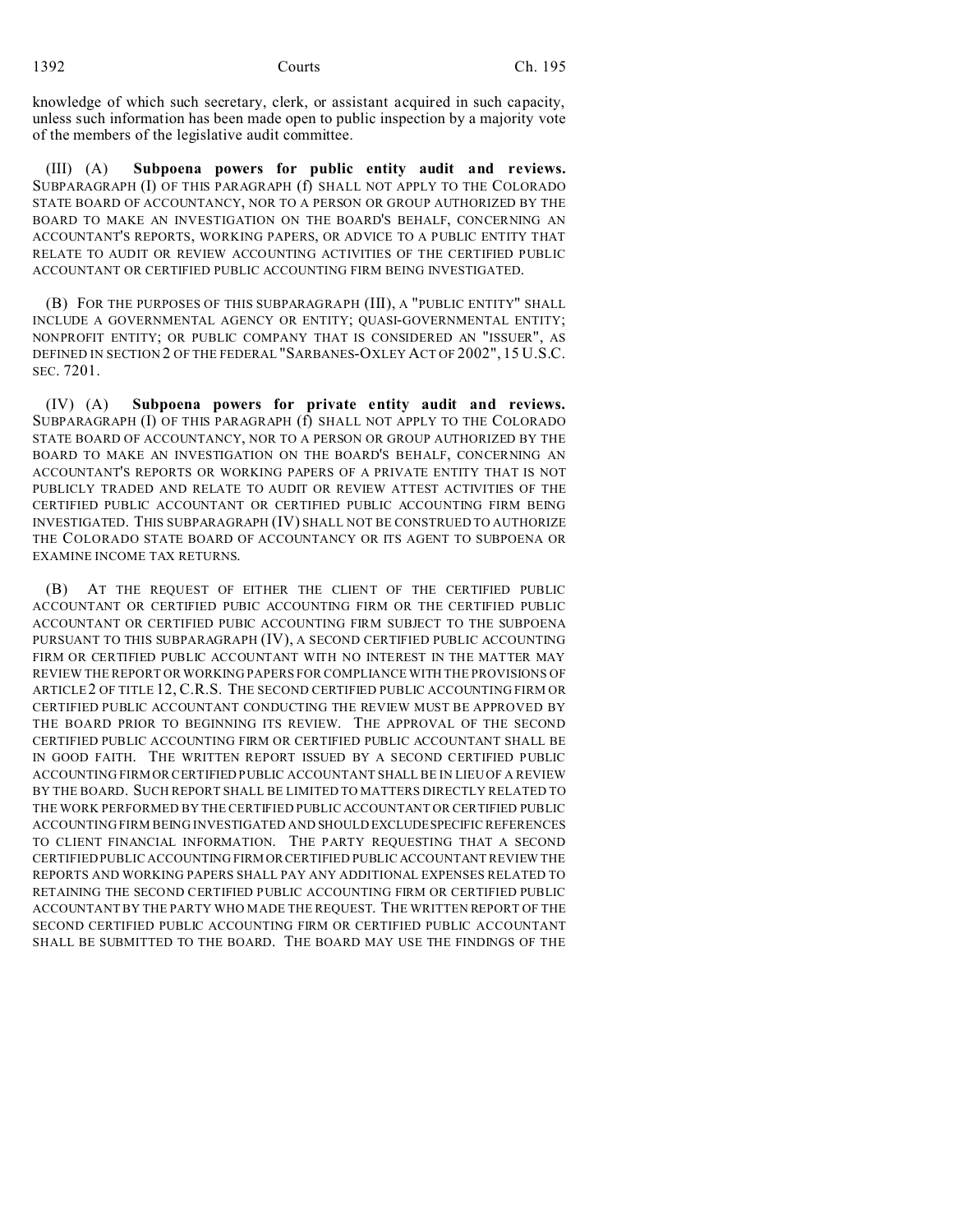knowledge of which such secretary, clerk, or assistant acquired in such capacity, unless such information has been made open to public inspection by a majority vote of the members of the legislative audit committee.

(III) (A) **Subpoena powers for public entity audit and reviews.** SUBPARAGRAPH (I) OF THIS PARAGRAPH (f) SHALL NOT APPLY TO THE COLORADO STATE BOARD OF ACCOUNTANCY, NOR TO A PERSON OR GROUP AUTHORIZED BY THE BOARD TO MAKE AN INVESTIGATION ON THE BOARD'S BEHALF, CONCERNING AN ACCOUNTANT'S REPORTS, WORKING PAPERS, OR ADVICE TO A PUBLIC ENTITY THAT RELATE TO AUDIT OR REVIEW ACCOUNTING ACTIVITIES OF THE CERTIFIED PUBLIC ACCOUNTANT OR CERTIFIED PUBLIC ACCOUNTING FIRM BEING INVESTIGATED.

(B) FOR THE PURPOSES OF THIS SUBPARAGRAPH (III), A "PUBLIC ENTITY" SHALL INCLUDE A GOVERNMENTAL AGENCY OR ENTITY; QUASI-GOVERNMENTAL ENTITY; NONPROFIT ENTITY; OR PUBLIC COMPANY THAT IS CONSIDERED AN "ISSUER", AS DEFINED IN SECTION 2 OF THE FEDERAL "SARBANES-OXLEY ACT OF 2002", 15 U.S.C. SEC. 7201.

(IV) (A) **Subpoena powers for private entity audit and reviews.** SUBPARAGRAPH (I) OF THIS PARAGRAPH (f) SHALL NOT APPLY TO THE COLORADO STATE BOARD OF ACCOUNTANCY, NOR TO A PERSON OR GROUP AUTHORIZED BY THE BOARD TO MAKE AN INVESTIGATION ON THE BOARD'S BEHALF, CONCERNING AN ACCOUNTANT'S REPORTS OR WORKING PAPERS OF A PRIVATE ENTITY THAT IS NOT PUBLICLY TRADED AND RELATE TO AUDIT OR REVIEW ATTEST ACTIVITIES OF THE CERTIFIED PUBLIC ACCOUNTANT OR CERTIFIED PUBLIC ACCOUNTING FIRM BEING INVESTIGATED. THIS SUBPARAGRAPH (IV) SHALL NOT BE CONSTRUED TO AUTHORIZE THE COLORADO STATE BOARD OF ACCOUNTANCY OR ITS AGENT TO SUBPOENA OR EXAMINE INCOME TAX RETURNS.

(B) AT THE REQUEST OF EITHER THE CLIENT OF THE CERTIFIED PUBLIC ACCOUNTANT OR CERTIFIED PUBIC ACCOUNTING FIRM OR THE CERTIFIED PUBLIC ACCOUNTANT OR CERTIFIED PUBIC ACCOUNTING FIRM SUBJECT TO THE SUBPOENA PURSUANT TO THIS SUBPARAGRAPH (IV), A SECOND CERTIFIED PUBLIC ACCOUNTING FIRM OR CERTIFIED PUBLIC ACCOUNTANT WITH NO INTEREST IN THE MATTER MAY REVIEW THE REPORT OR WORKING PAPERS FOR COMPLIANCE WITH THE PROVISIONS OF ARTICLE 2 OF TITLE 12, C.R.S. THE SECOND CERTIFIED PUBLIC ACCOUNTING FIRM OR CERTIFIED PUBLIC ACCOUNTANT CONDUCTING THE REVIEW MUST BE APPROVED BY THE BOARD PRIOR TO BEGINNING ITS REVIEW. THE APPROVAL OF THE SECOND CERTIFIED PUBLIC ACCOUNTING FIRM OR CERTIFIED PUBLIC ACCOUNTANT SHALL BE IN GOOD FAITH. THE WRITTEN REPORT ISSUED BY A SECOND CERTIFIED PUBLIC ACCOUNTING FIRM OR CERTIFIED PUBLIC ACCOUNTANT SHALL BE IN LIEU OF A REVIEW BY THE BOARD. SUCH REPORT SHALL BE LIMITED TO MATTERS DIRECTLY RELATED TO THE WORK PERFORMED BY THE CERTIFIED PUBLIC ACCOUNTANT OR CERTIFIED PUBLIC ACCOUNTING FIRM BEING INVESTIGATED AND SHOULD EXCLUDE SPECIFIC REFERENCES TO CLIENT FINANCIAL INFORMATION. THE PARTY REQUESTING THAT A SECOND CERTIFIED PUBLIC ACCOUNTING FIRM OR CERTIFIED PUBLIC ACCOUNTANT REVIEW THE REPORTS AND WORKING PAPERS SHALL PAY ANY ADDITIONAL EXPENSES RELATED TO RETAINING THE SECOND CERTIFIED PUBLIC ACCOUNTING FIRM OR CERTIFIED PUBLIC ACCOUNTANT BY THE PARTY WHO MADE THE REQUEST. THE WRITTEN REPORT OF THE SECOND CERTIFIED PUBLIC ACCOUNTING FIRM OR CERTIFIED PUBLIC ACCOUNTANT SHALL BE SUBMITTED TO THE BOARD. THE BOARD MAY USE THE FINDINGS OF THE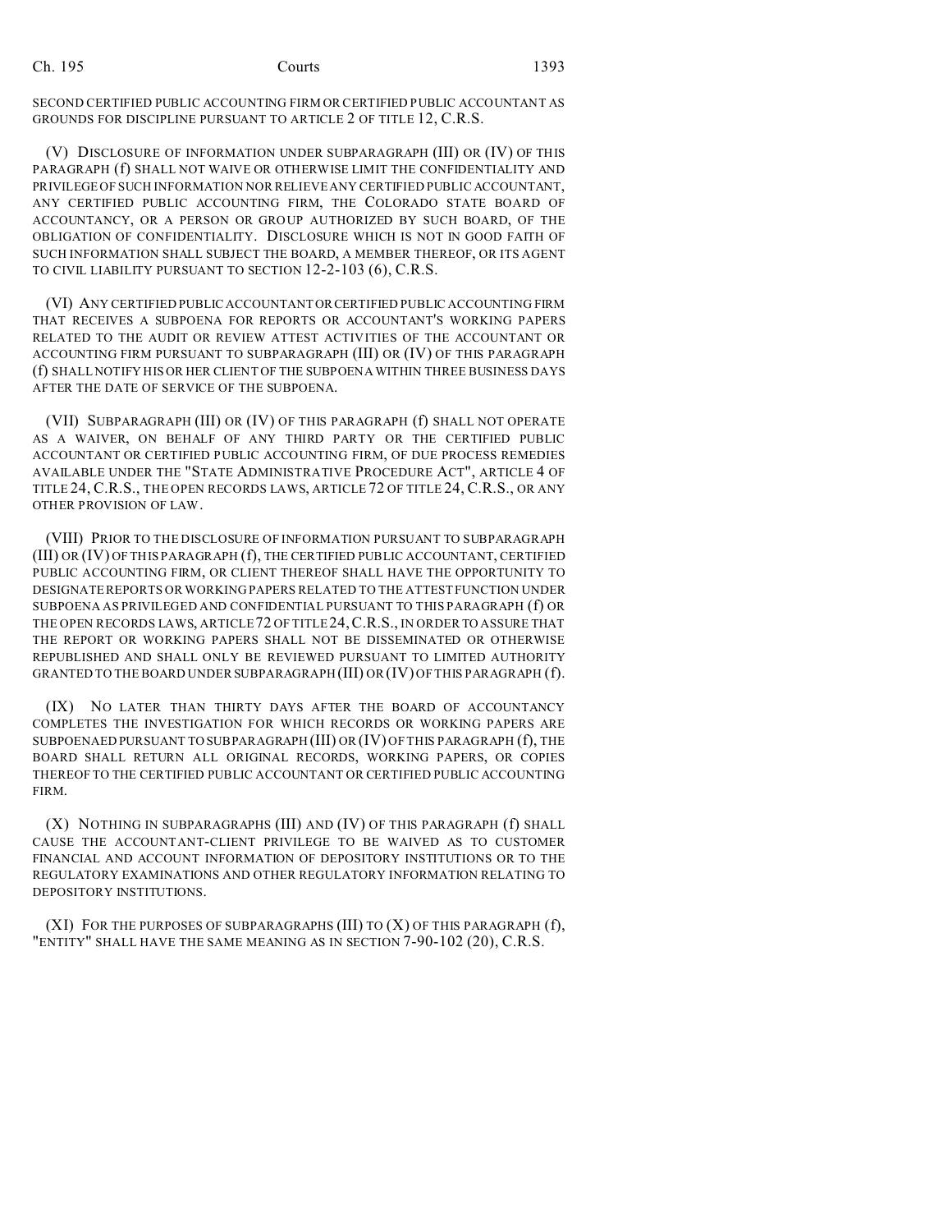SECOND CERTIFIED PUBLIC ACCOUNTING FIRM OR CERTIFIED PUBLIC ACCOUNTANT AS GROUNDS FOR DISCIPLINE PURSUANT TO ARTICLE 2 OF TITLE 12, C.R.S.

(V) DISCLOSURE OF INFORMATION UNDER SUBPARAGRAPH (III) OR (IV) OF THIS PARAGRAPH (f) SHALL NOT WAIVE OR OTHERWISE LIMIT THE CONFIDENTIALITY AND PRIVILEGE OF SUCH INFORMATION NOR RELIEVE ANY CERTIFIED PUBLIC ACCOUNTANT, ANY CERTIFIED PUBLIC ACCOUNTING FIRM, THE COLORADO STATE BOARD OF ACCOUNTANCY, OR A PERSON OR GROUP AUTHORIZED BY SUCH BOARD, OF THE OBLIGATION OF CONFIDENTIALITY. DISCLOSURE WHICH IS NOT IN GOOD FAITH OF SUCH INFORMATION SHALL SUBJECT THE BOARD, A MEMBER THEREOF, OR ITS AGENT TO CIVIL LIABILITY PURSUANT TO SECTION 12-2-103 (6), C.R.S.

(VI) ANY CERTIFIED PUBLIC ACCOUNTANT OR CERTIFIED PUBLIC ACCOUNTING FIRM THAT RECEIVES A SUBPOENA FOR REPORTS OR ACCOUNTANT'S WORKING PAPERS RELATED TO THE AUDIT OR REVIEW ATTEST ACTIVITIES OF THE ACCOUNTANT OR ACCOUNTING FIRM PURSUANT TO SUBPARAGRAPH (III) OR (IV) OF THIS PARAGRAPH (f) SHALL NOTIFY HIS OR HER CLIENT OF THE SUBPOENA WITHIN THREE BUSINESS DAYS AFTER THE DATE OF SERVICE OF THE SUBPOENA.

(VII) SUBPARAGRAPH (III) OR (IV) OF THIS PARAGRAPH (f) SHALL NOT OPERATE AS A WAIVER, ON BEHALF OF ANY THIRD PARTY OR THE CERTIFIED PUBLIC ACCOUNTANT OR CERTIFIED PUBLIC ACCOUNTING FIRM, OF DUE PROCESS REMEDIES AVAILABLE UNDER THE "STATE ADMINISTRATIVE PROCEDURE ACT", ARTICLE 4 OF TITLE 24, C.R.S., THE OPEN RECORDS LAWS, ARTICLE 72 OF TITLE 24, C.R.S., OR ANY OTHER PROVISION OF LAW.

(VIII) PRIOR TO THE DISCLOSURE OF INFORMATION PURSUANT TO SUBPARAGRAPH (III) OR (IV) OF THIS PARAGRAPH (f), THE CERTIFIED PUBLIC ACCOUNTANT, CERTIFIED PUBLIC ACCOUNTING FIRM, OR CLIENT THEREOF SHALL HAVE THE OPPORTUNITY TO DESIGNATE REPORTS OR WORKING PAPERS RELATED TO THE ATTEST FUNCTION UNDER SUBPOENA AS PRIVILEGED AND CONFIDENTIAL PURSUANT TO THIS PARAGRAPH (f) OR THE OPEN RECORDS LAWS, ARTICLE 72 OF TITLE 24, C.R.S., IN ORDER TO ASSURE THAT THE REPORT OR WORKING PAPERS SHALL NOT BE DISSEMINATED OR OTHERWISE REPUBLISHED AND SHALL ONLY BE REVIEWED PURSUANT TO LIMITED AUTHORITY GRANTED TO THE BOARD UNDER SUBPARAGRAPH (III) OR (IV) OF THIS PARAGRAPH (f).

(IX) NO LATER THAN THIRTY DAYS AFTER THE BOARD OF ACCOUNTANCY COMPLETES THE INVESTIGATION FOR WHICH RECORDS OR WORKING PAPERS ARE SUBPOENAED PURSUANT TO SUBPARAGRAPH (III) OR (IV) OF THIS PARAGRAPH (f), THE BOARD SHALL RETURN ALL ORIGINAL RECORDS, WORKING PAPERS, OR COPIES THEREOF TO THE CERTIFIED PUBLIC ACCOUNTANT OR CERTIFIED PUBLIC ACCOUNTING FIRM.

(X) NOTHING IN SUBPARAGRAPHS (III) AND (IV) OF THIS PARAGRAPH (f) SHALL CAUSE THE ACCOUNTANT-CLIENT PRIVILEGE TO BE WAIVED AS TO CUSTOMER FINANCIAL AND ACCOUNT INFORMATION OF DEPOSITORY INSTITUTIONS OR TO THE REGULATORY EXAMINATIONS AND OTHER REGULATORY INFORMATION RELATING TO DEPOSITORY INSTITUTIONS.

(XI) FOR THE PURPOSES OF SUBPARAGRAPHS (III) TO (X) OF THIS PARAGRAPH (f), "ENTITY" SHALL HAVE THE SAME MEANING AS IN SECTION 7-90-102 (20), C.R.S.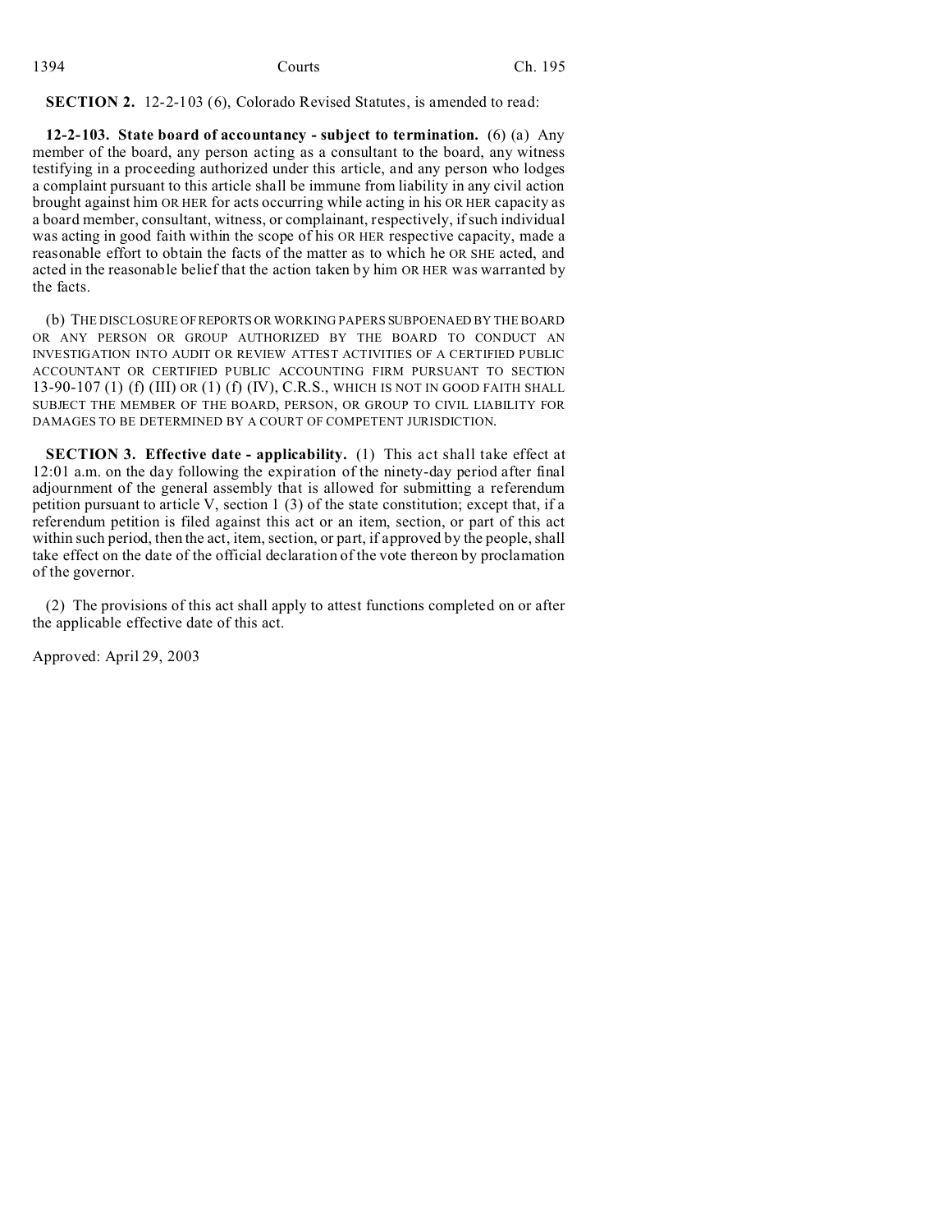**SECTION 2.** 12-2-103 (6), Colorado Revised Statutes, is amended to read:

**12-2-103. State board of accountancy - subject to termination.** (6) (a) Any member of the board, any person acting as a consultant to the board, any witness testifying in a proceeding authorized under this article, and any person who lodges a complaint pursuant to this article shall be immune from liability in any civil action brought against him OR HER for acts occurring while acting in his OR HER capacity as a board member, consultant, witness, or complainant, respectively, if such individual was acting in good faith within the scope of his OR HER respective capacity, made a reasonable effort to obtain the facts of the matter as to which he OR SHE acted, and acted in the reasonable belief that the action taken by him OR HER was warranted by the facts.

(b) THE DISCLOSURE OF REPORTS OR WORKING PAPERS SUBPOENAED BY THE BOARD OR ANY PERSON OR GROUP AUTHORIZED BY THE BOARD TO CONDUCT AN INVESTIGATION INTO AUDIT OR REVIEW ATTEST ACTIVITIES OF A CERTIFIED PUBLIC ACCOUNTANT OR CERTIFIED PUBLIC ACCOUNTING FIRM PURSUANT TO SECTION 13-90-107 (1) (f) (III) OR (1) (f) (IV), C.R.S., WHICH IS NOT IN GOOD FAITH SHALL SUBJECT THE MEMBER OF THE BOARD, PERSON, OR GROUP TO CIVIL LIABILITY FOR DAMAGES TO BE DETERMINED BY A COURT OF COMPETENT JURISDICTION.

**SECTION 3. Effective date - applicability.** (1) This act shall take effect at 12:01 a.m. on the day following the expiration of the ninety-day period after final adjournment of the general assembly that is allowed for submitting a referendum petition pursuant to article V, section 1 (3) of the state constitution; except that, if a referendum petition is filed against this act or an item, section, or part of this act within such period, then the act, item, section, or part, if approved by the people, shall take effect on the date of the official declaration of the vote thereon by proclamation of the governor.

(2) The provisions of this act shall apply to attest functions completed on or after the applicable effective date of this act.

Approved: April 29, 2003